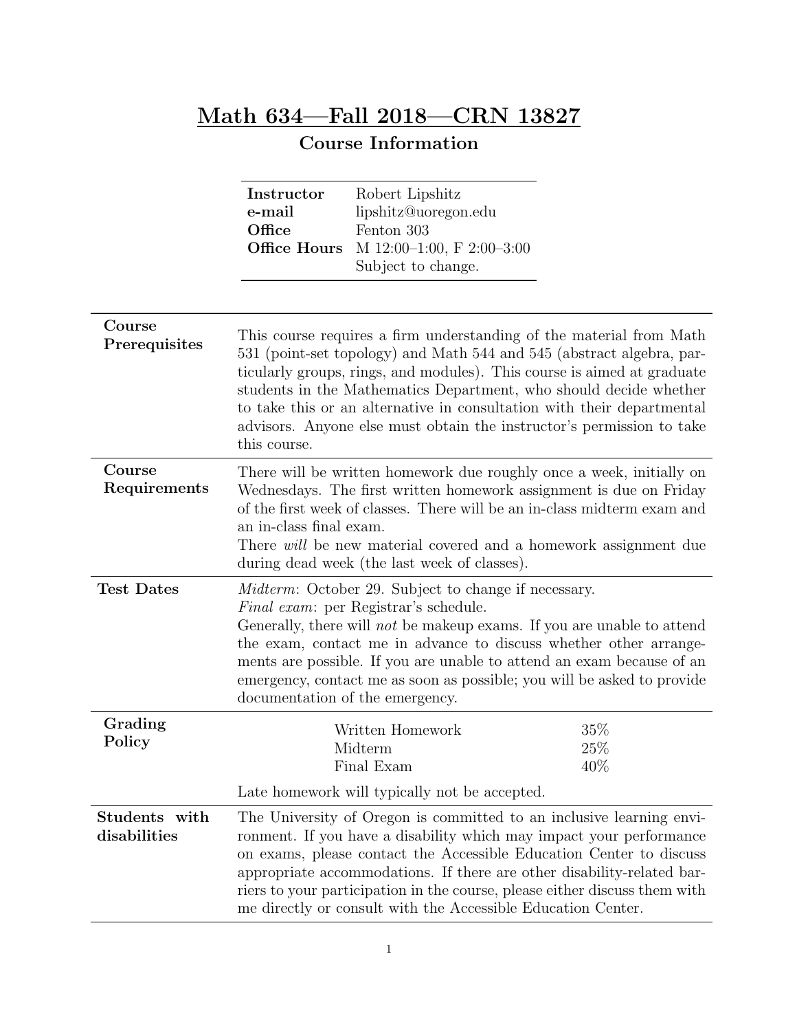# Math 634—Fall 2018—CRN 13827

## Course Information

| | |
|---|---|
| **Instructor** | Robert Lipshitz |
| **e-mail** | lipshitz@uoregon.edu |
| **Office** | Fenton 303 |
| **Office Hours** | M 12:00–1:00, F 2:00–3:00<br>Subject to change. |

| | |
|---|---|
| **Course Prerequisites** | This course requires a firm understanding of the material from Math 531 (point-set topology) and Math 544 and 545 (abstract algebra, particularly groups, rings, and modules). This course is aimed at graduate students in the Mathematics Department, who should decide whether to take this or an alternative in consultation with their departmental advisors. Anyone else must obtain the instructor's permission to take this course. |
| **Course Requirements** | There will be written homework due roughly once a week, initially on Wednesdays. The first written homework assignment is due on Friday of the first week of classes. There will be an in-class midterm exam and an in-class final exam.<br>There *will* be new material covered and a homework assignment due during dead week (the last week of classes). |
| **Test Dates** | *Midterm*: October 29. Subject to change if necessary.<br>*Final exam*: per Registrar's schedule.<br>Generally, there will *not* be makeup exams. If you are unable to attend the exam, contact me in advance to discuss whether other arrangements are possible. If you are unable to attend an exam because of an emergency, contact me as soon as possible; you will be asked to provide documentation of the emergency. |
| **Grading Policy** | Written Homework 35%<br>Midterm 25%<br>Final Exam 40%<br><br>Late homework will typically not be accepted. |
| **Students with disabilities** | The University of Oregon is committed to an inclusive learning environment. If you have a disability which may impact your performance on exams, please contact the Accessible Education Center to discuss appropriate accommodations. If there are other disability-related barriers to your participation in the course, please either discuss them with me directly or consult with the Accessible Education Center. |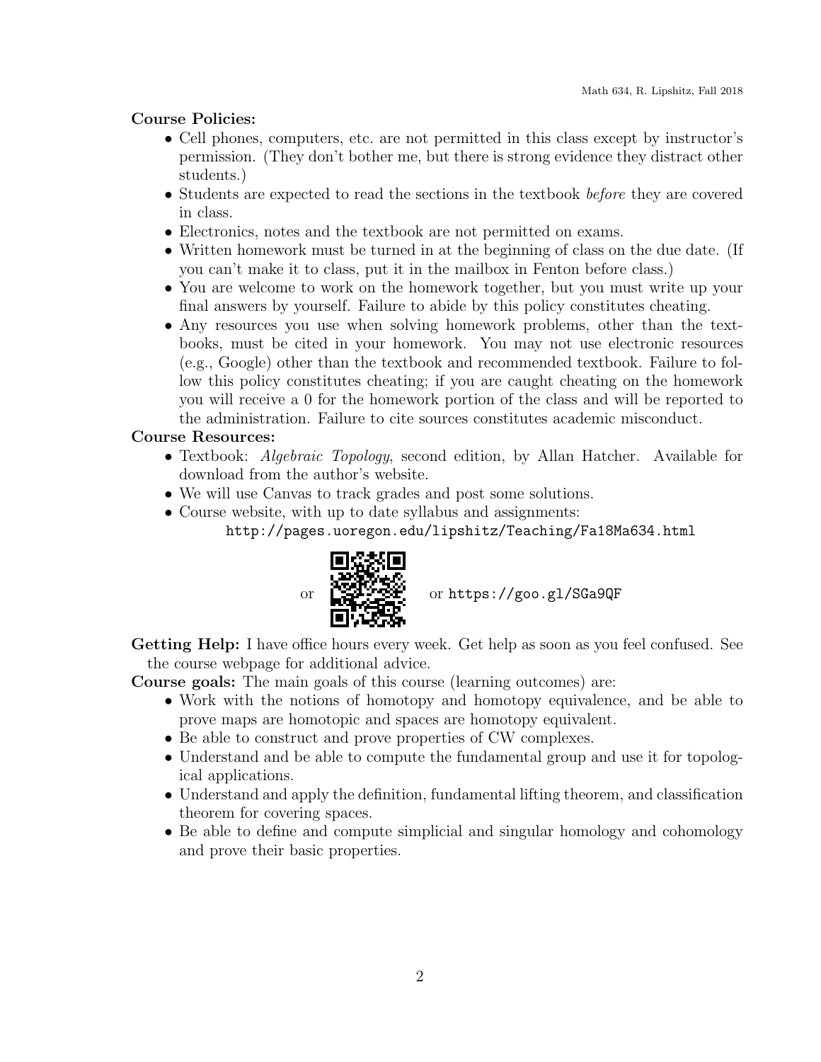**Course Policies:**

- Cell phones, computers, etc. are not permitted in this class except by instructor's permission. (They don't bother me, but there is strong evidence they distract other students.)
- Students are expected to read the sections in the textbook *before* they are covered in class.
- Electronics, notes and the textbook are not permitted on exams.
- Written homework must be turned in at the beginning of class on the due date. (If you can't make it to class, put it in the mailbox in Fenton before class.)
- You are welcome to work on the homework together, but you must write up your final answers by yourself. Failure to abide by this policy constitutes cheating.
- Any resources you use when solving homework problems, other than the textbooks, must be cited in your homework. You may not use electronic resources (e.g., Google) other than the textbook and recommended textbook. Failure to follow this policy constitutes cheating; if you are caught cheating on the homework you will receive a 0 for the homework portion of the class and will be reported to the administration. Failure to cite sources constitutes academic misconduct.

**Course Resources:**

- Textbook: *Algebraic Topology*, second edition, by Allan Hatcher. Available for download from the author's website.
- We will use Canvas to track grades and post some solutions.
- Course website, with up to date syllabus and assignments:

  `http://pages.uoregon.edu/lipshitz/Teaching/Fa18Ma634.html`

  or [QR code] or `https://goo.gl/SGa9QF`

**Getting Help:** I have office hours every week. Get help as soon as you feel confused. See the course webpage for additional advice.

**Course goals:** The main goals of this course (learning outcomes) are:

- Work with the notions of homotopy and homotopy equivalence, and be able to prove maps are homotopic and spaces are homotopy equivalent.
- Be able to construct and prove properties of CW complexes.
- Understand and be able to compute the fundamental group and use it for topological applications.
- Understand and apply the definition, fundamental lifting theorem, and classification theorem for covering spaces.
- Be able to define and compute simplicial and singular homology and cohomology and prove their basic properties.